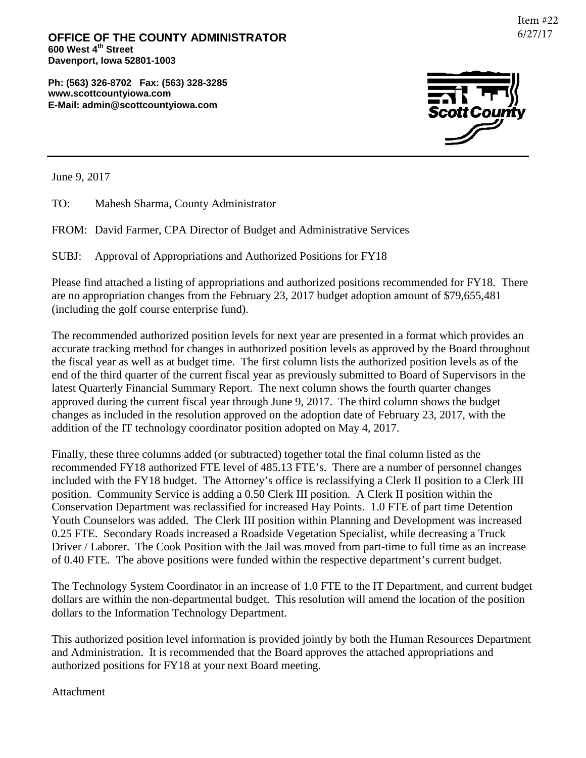Item #22
6/27/17

**OFFICE OF THE COUNTY ADMINISTRATOR**
**600 West 4th Street**
**Davenport, Iowa 52801-1003**

**Ph: (563) 326-8702 Fax: (563) 328-3285**
**www.scottcountyiowa.com**
**E-Mail: admin@scottcountyiowa.com**

Scott County

---

June 9, 2017

TO: Mahesh Sharma, County Administrator

FROM: David Farmer, CPA Director of Budget and Administrative Services

SUBJ: Approval of Appropriations and Authorized Positions for FY18

Please find attached a listing of appropriations and authorized positions recommended for FY18. There are no appropriation changes from the February 23, 2017 budget adoption amount of $79,655,481 (including the golf course enterprise fund).

The recommended authorized position levels for next year are presented in a format which provides an accurate tracking method for changes in authorized position levels as approved by the Board throughout the fiscal year as well as at budget time. The first column lists the authorized position levels as of the end of the third quarter of the current fiscal year as previously submitted to Board of Supervisors in the latest Quarterly Financial Summary Report. The next column shows the fourth quarter changes approved during the current fiscal year through June 9, 2017. The third column shows the budget changes as included in the resolution approved on the adoption date of February 23, 2017, with the addition of the IT technology coordinator position adopted on May 4, 2017.

Finally, these three columns added (or subtracted) together total the final column listed as the recommended FY18 authorized FTE level of 485.13 FTE's. There are a number of personnel changes included with the FY18 budget. The Attorney's office is reclassifying a Clerk II position to a Clerk III position. Community Service is adding a 0.50 Clerk III position. A Clerk II position within the Conservation Department was reclassified for increased Hay Points. 1.0 FTE of part time Detention Youth Counselors was added. The Clerk III position within Planning and Development was increased 0.25 FTE. Secondary Roads increased a Roadside Vegetation Specialist, while decreasing a Truck Driver / Laborer. The Cook Position with the Jail was moved from part-time to full time as an increase of 0.40 FTE. The above positions were funded within the respective department's current budget.

The Technology System Coordinator in an increase of 1.0 FTE to the IT Department, and current budget dollars are within the non-departmental budget. This resolution will amend the location of the position dollars to the Information Technology Department.

This authorized position level information is provided jointly by both the Human Resources Department and Administration. It is recommended that the Board approves the attached appropriations and authorized positions for FY18 at your next Board meeting.

Attachment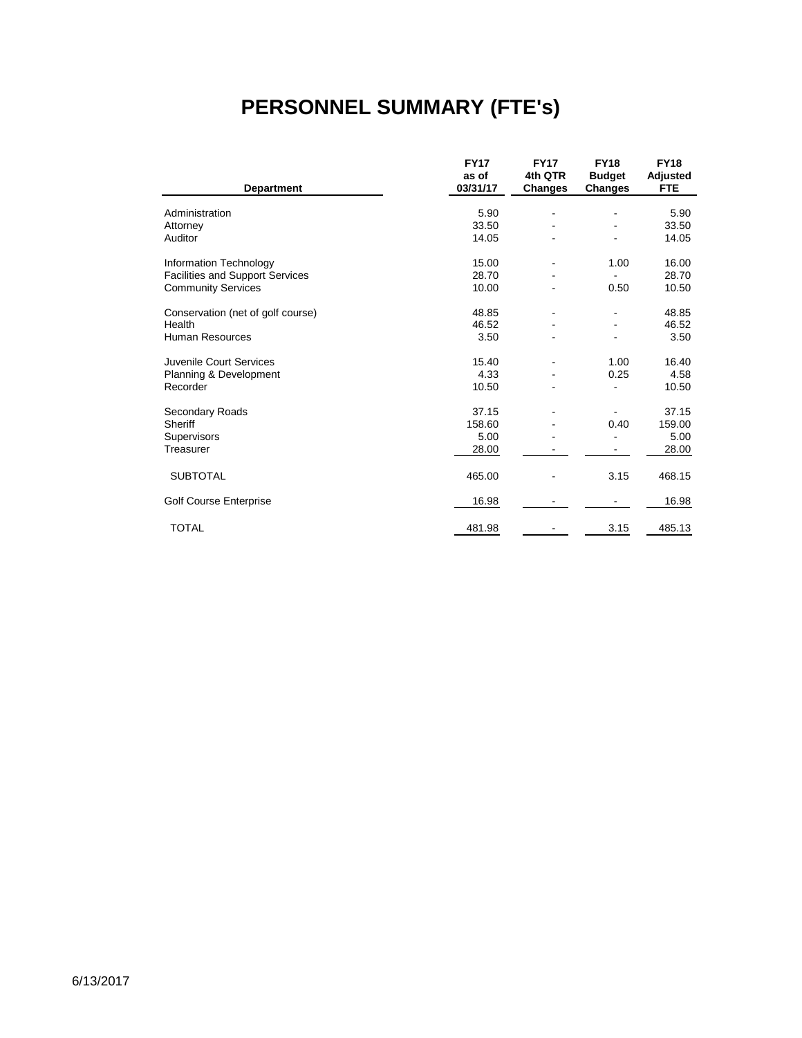# PERSONNEL SUMMARY (FTE's)

| Department | FY17 as of 03/31/17 | FY17 4th QTR Changes | FY18 Budget Changes | FY18 Adjusted FTE |
|---|---|---|---|---|
| Administration | 5.90 | - | - | 5.90 |
| Attorney | 33.50 | - | - | 33.50 |
| Auditor | 14.05 | - | - | 14.05 |
| Information Technology | 15.00 | - | 1.00 | 16.00 |
| Facilities and Support Services | 28.70 | - | - | 28.70 |
| Community Services | 10.00 | - | 0.50 | 10.50 |
| Conservation (net of golf course) | 48.85 | - | - | 48.85 |
| Health | 46.52 | - | - | 46.52 |
| Human Resources | 3.50 | - | - | 3.50 |
| Juvenile Court Services | 15.40 | - | 1.00 | 16.40 |
| Planning & Development | 4.33 | - | 0.25 | 4.58 |
| Recorder | 10.50 | - | - | 10.50 |
| Secondary Roads | 37.15 | - | - | 37.15 |
| Sheriff | 158.60 | - | 0.40 | 159.00 |
| Supervisors | 5.00 | - | - | 5.00 |
| Treasurer | 28.00 | - | - | 28.00 |
| SUBTOTAL | 465.00 | - | 3.15 | 468.15 |
| Golf Course Enterprise | 16.98 | - | - | 16.98 |
| TOTAL | 481.98 | - | 3.15 | 485.13 |

6/13/2017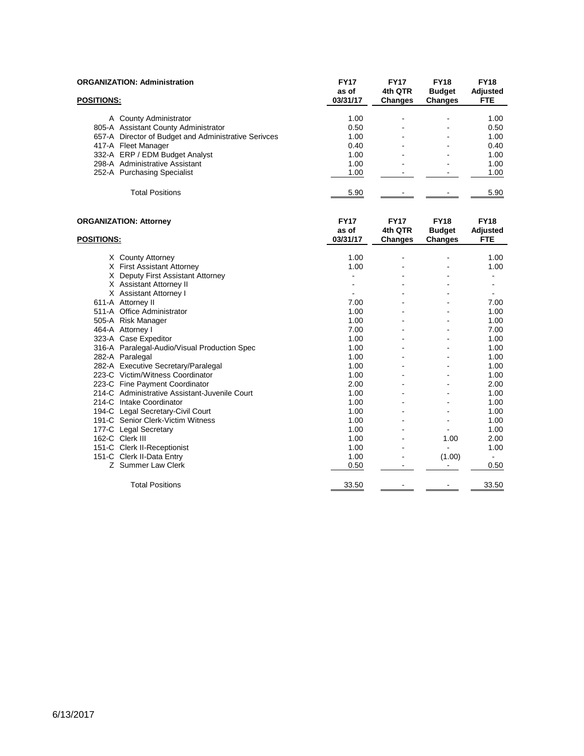**ORGANIZATION: Administration**

| POSITIONS: | | FY17 as of 03/31/17 | FY17 4th QTR Changes | FY18 Budget Changes | FY18 Adjusted FTE |
|---|---|---|---|---|---|
| A | County Administrator | 1.00 | - | - | 1.00 |
| 805-A | Assistant County Administrator | 0.50 | - | - | 0.50 |
| 657-A | Director of Budget and Administrative Serivces | 1.00 | - | - | 1.00 |
| 417-A | Fleet Manager | 0.40 | - | - | 0.40 |
| 332-A | ERP / EDM Budget Analyst | 1.00 | - | - | 1.00 |
| 298-A | Administrative Assistant | 1.00 | - | - | 1.00 |
| 252-A | Purchasing Specialist | 1.00 | - | - | 1.00 |
| | Total Positions | 5.90 | - | - | 5.90 |

**ORGANIZATION: Attorney**

| POSITIONS: | | FY17 as of 03/31/17 | FY17 4th QTR Changes | FY18 Budget Changes | FY18 Adjusted FTE |
|---|---|---|---|---|---|
| X | County Attorney | 1.00 | - | - | 1.00 |
| X | First Assistant Attorney | 1.00 | - | - | 1.00 |
| X | Deputy First Assistant Attorney | - | - | - | - |
| X | Assistant Attorney II | - | - | - | - |
| X | Assistant Attorney I | - | - | - | - |
| 611-A | Attorney II | 7.00 | - | - | 7.00 |
| 511-A | Office Administrator | 1.00 | - | - | 1.00 |
| 505-A | Risk Manager | 1.00 | - | - | 1.00 |
| 464-A | Attorney I | 7.00 | - | - | 7.00 |
| 323-A | Case Expeditor | 1.00 | - | - | 1.00 |
| 316-A | Paralegal-Audio/Visual Production Spec | 1.00 | - | - | 1.00 |
| 282-A | Paralegal | 1.00 | - | - | 1.00 |
| 282-A | Executive Secretary/Paralegal | 1.00 | - | - | 1.00 |
| 223-C | Victim/Witness Coordinator | 1.00 | - | - | 1.00 |
| 223-C | Fine Payment Coordinator | 2.00 | - | - | 2.00 |
| 214-C | Administrative Assistant-Juvenile Court | 1.00 | - | - | 1.00 |
| 214-C | Intake Coordinator | 1.00 | - | - | 1.00 |
| 194-C | Legal Secretary-Civil Court | 1.00 | - | - | 1.00 |
| 191-C | Senior Clerk-Victim Witness | 1.00 | - | - | 1.00 |
| 177-C | Legal Secretary | 1.00 | - | - | 1.00 |
| 162-C | Clerk III | 1.00 | - | 1.00 | 2.00 |
| 151-C | Clerk II-Receptionist | 1.00 | - | - | 1.00 |
| 151-C | Clerk II-Data Entry | 1.00 | - | (1.00) | - |
| Z | Summer Law Clerk | 0.50 | - | - | 0.50 |
| | Total Positions | 33.50 | - | - | 33.50 |

6/13/2017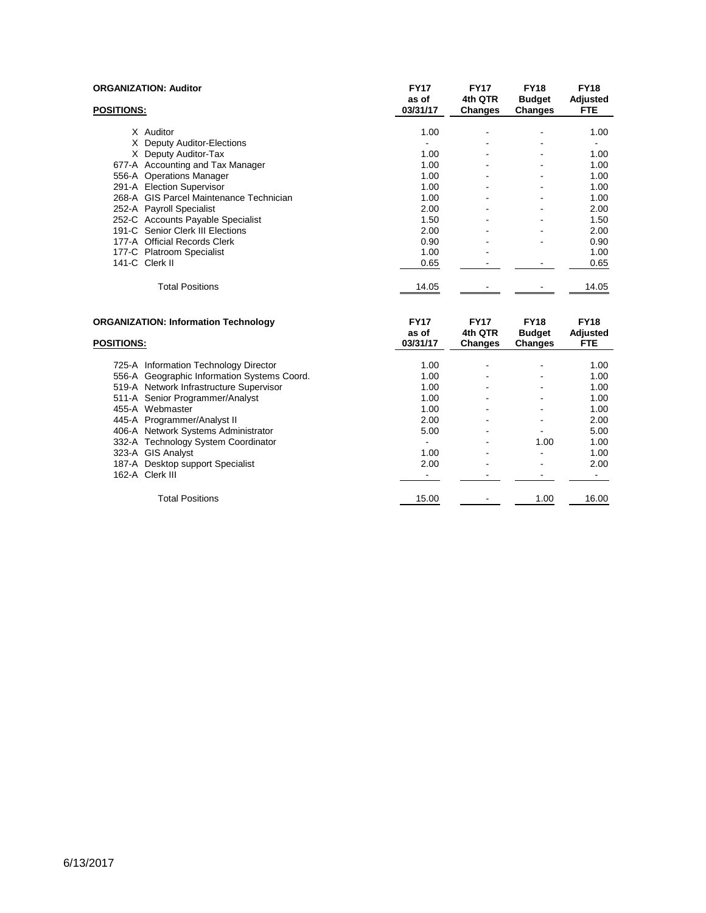**ORGANIZATION: Auditor**

| POSITIONS: | | FY17 as of 03/31/17 | FY17 4th QTR Changes | FY18 Budget Changes | FY18 Adjusted FTE |
|---|---|---|---|---|---|
| X | Auditor | 1.00 | - | - | 1.00 |
| X | Deputy Auditor-Elections | - | - | - | - |
| X | Deputy Auditor-Tax | 1.00 | - | - | 1.00 |
| 677-A | Accounting and Tax Manager | 1.00 | - | - | 1.00 |
| 556-A | Operations Manager | 1.00 | - | - | 1.00 |
| 291-A | Election Supervisor | 1.00 | - | - | 1.00 |
| 268-A | GIS Parcel Maintenance Technician | 1.00 | - | - | 1.00 |
| 252-A | Payroll Specialist | 2.00 | - | - | 2.00 |
| 252-C | Accounts Payable Specialist | 1.50 | - | - | 1.50 |
| 191-C | Senior Clerk III Elections | 2.00 | - | - | 2.00 |
| 177-A | Official Records Clerk | 0.90 | - | - | 0.90 |
| 177-C | Platroom Specialist | 1.00 | - | | 1.00 |
| 141-C | Clerk II | 0.65 | - | - | 0.65 |
| | Total Positions | 14.05 | - | - | 14.05 |

**ORGANIZATION: Information Technology**

| POSITIONS: | | FY17 as of 03/31/17 | FY17 4th QTR Changes | FY18 Budget Changes | FY18 Adjusted FTE |
|---|---|---|---|---|---|
| 725-A | Information Technology Director | 1.00 | - | - | 1.00 |
| 556-A | Geographic Information Systems Coord. | 1.00 | - | - | 1.00 |
| 519-A | Network Infrastructure Supervisor | 1.00 | - | - | 1.00 |
| 511-A | Senior Programmer/Analyst | 1.00 | - | - | 1.00 |
| 455-A | Webmaster | 1.00 | - | - | 1.00 |
| 445-A | Programmer/Analyst II | 2.00 | - | - | 2.00 |
| 406-A | Network Systems Administrator | 5.00 | - | - | 5.00 |
| 332-A | Technology System Coordinator | - | - | 1.00 | 1.00 |
| 323-A | GIS Analyst | 1.00 | - | - | 1.00 |
| 187-A | Desktop support Specialist | 2.00 | - | - | 2.00 |
| 162-A | Clerk III | - | - | - | - |
| | Total Positions | 15.00 | - | 1.00 | 16.00 |

6/13/2017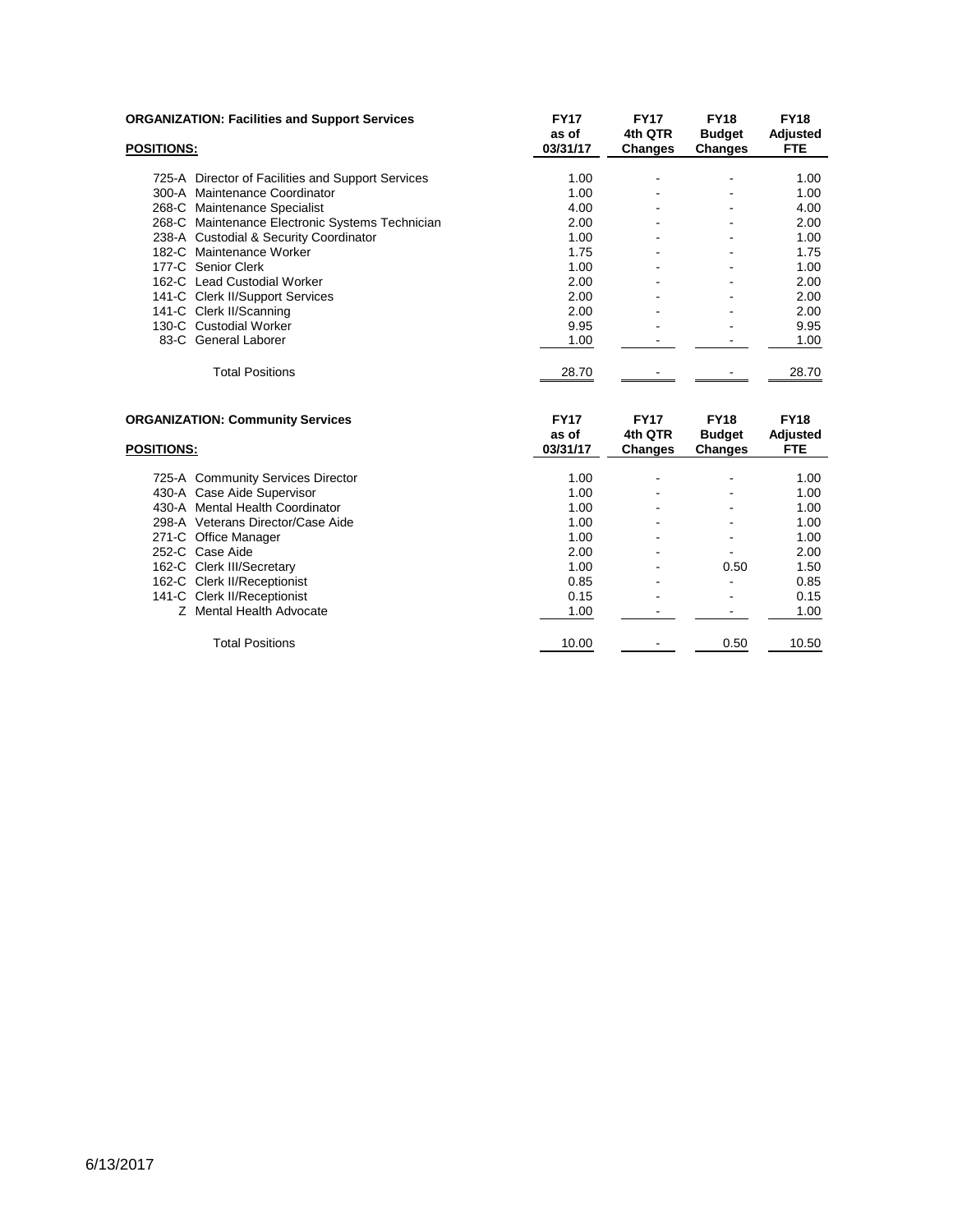**ORGANIZATION: Facilities and Support Services**

| POSITIONS: | FY17 as of 03/31/17 | FY17 4th QTR Changes | FY18 Budget Changes | FY18 Adjusted FTE |
|---|---|---|---|---|
| 725-A Director of Facilities and Support Services | 1.00 | - | - | 1.00 |
| 300-A Maintenance Coordinator | 1.00 | - | - | 1.00 |
| 268-C Maintenance Specialist | 4.00 | - | - | 4.00 |
| 268-C Maintenance Electronic Systems Technician | 2.00 | - | - | 2.00 |
| 238-A Custodial & Security Coordinator | 1.00 | - | - | 1.00 |
| 182-C Maintenance Worker | 1.75 | - | - | 1.75 |
| 177-C Senior Clerk | 1.00 | - | - | 1.00 |
| 162-C Lead Custodial Worker | 2.00 | - | - | 2.00 |
| 141-C Clerk II/Support Services | 2.00 | - | - | 2.00 |
| 141-C Clerk II/Scanning | 2.00 | - | - | 2.00 |
| 130-C Custodial Worker | 9.95 | - | - | 9.95 |
| 83-C General Laborer | 1.00 | - | - | 1.00 |
| Total Positions | 28.70 | - | - | 28.70 |

**ORGANIZATION: Community Services**

| POSITIONS: | FY17 as of 03/31/17 | FY17 4th QTR Changes | FY18 Budget Changes | FY18 Adjusted FTE |
|---|---|---|---|---|
| 725-A Community Services Director | 1.00 | - | - | 1.00 |
| 430-A Case Aide Supervisor | 1.00 | - | - | 1.00 |
| 430-A Mental Health Coordinator | 1.00 | - | - | 1.00 |
| 298-A Veterans Director/Case Aide | 1.00 | - | - | 1.00 |
| 271-C Office Manager | 1.00 | - | - | 1.00 |
| 252-C Case Aide | 2.00 | - | - | 2.00 |
| 162-C Clerk III/Secretary | 1.00 | - | 0.50 | 1.50 |
| 162-C Clerk II/Receptionist | 0.85 | - | - | 0.85 |
| 141-C Clerk II/Receptionist | 0.15 | - | - | 0.15 |
| Z Mental Health Advocate | 1.00 | - | - | 1.00 |
| Total Positions | 10.00 | - | 0.50 | 10.50 |

6/13/2017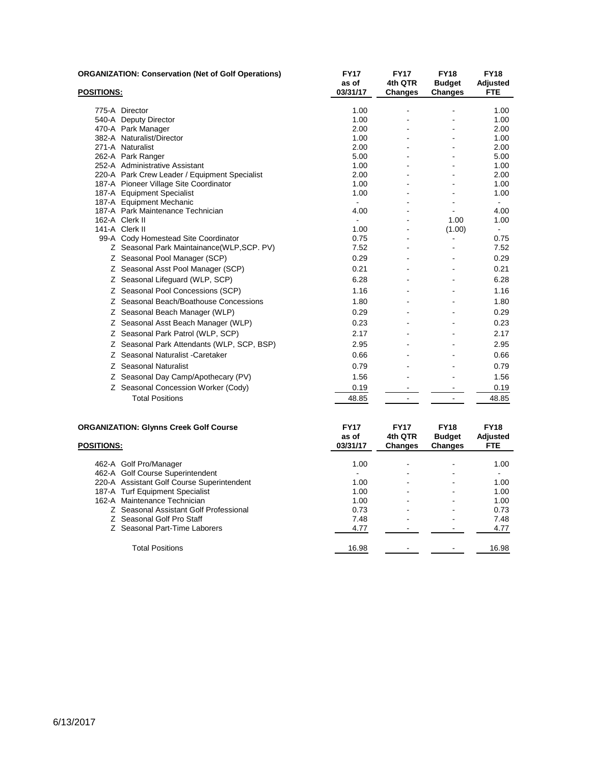**ORGANIZATION: Conservation (Net of Golf Operations)**

| POSITIONS: | | FY17 as of 03/31/17 | FY17 4th QTR Changes | FY18 Budget Changes | FY18 Adjusted FTE |
|---|---|---|---|---|---|
| 775-A | Director | 1.00 | - | - | 1.00 |
| 540-A | Deputy Director | 1.00 | - | - | 1.00 |
| 470-A | Park Manager | 2.00 | - | - | 2.00 |
| 382-A | Naturalist/Director | 1.00 | - | - | 1.00 |
| 271-A | Naturalist | 2.00 | - | - | 2.00 |
| 262-A | Park Ranger | 5.00 | - | - | 5.00 |
| 252-A | Administrative Assistant | 1.00 | - | - | 1.00 |
| 220-A | Park Crew Leader / Equipment Specialist | 2.00 | - | - | 2.00 |
| 187-A | Pioneer Village Site Coordinator | 1.00 | - | - | 1.00 |
| 187-A | Equipment Specialist | 1.00 | - | - | 1.00 |
| 187-A | Equipment Mechanic | - | - | - | - |
| 187-A | Park Maintenance Technician | 4.00 | - | - | 4.00 |
| 162-A | Clerk II | - | - | 1.00 | 1.00 |
| 141-A | Clerk II | 1.00 | - | (1.00) | - |
| 99-A | Cody Homestead Site Coordinator | 0.75 | - | - | 0.75 |
| Z | Seasonal Park Maintainance(WLP,SCP. PV) | 7.52 | - | - | 7.52 |
| Z | Seasonal Pool Manager (SCP) | 0.29 | - | - | 0.29 |
| Z | Seasonal Asst Pool Manager (SCP) | 0.21 | - | - | 0.21 |
| Z | Seasonal Lifeguard (WLP, SCP) | 6.28 | - | - | 6.28 |
| Z | Seasonal Pool Concessions (SCP) | 1.16 | - | - | 1.16 |
| Z | Seasonal Beach/Boathouse Concessions | 1.80 | - | - | 1.80 |
| Z | Seasonal Beach Manager (WLP) | 0.29 | - | - | 0.29 |
| Z | Seasonal Asst Beach Manager (WLP) | 0.23 | - | - | 0.23 |
| Z | Seasonal Park Patrol (WLP, SCP) | 2.17 | - | - | 2.17 |
| Z | Seasonal Park Attendants (WLP, SCP, BSP) | 2.95 | - | - | 2.95 |
| Z | Seasonal Naturalist -Caretaker | 0.66 | - | - | 0.66 |
| Z | Seasonal Naturalist | 0.79 | - | - | 0.79 |
| Z | Seasonal Day Camp/Apothecary (PV) | 1.56 | - | - | 1.56 |
| Z | Seasonal Concession Worker (Cody) | 0.19 | - | - | 0.19 |
| | Total Positions | 48.85 | - | - | 48.85 |

**ORGANIZATION: Glynns Creek Golf Course**

| POSITIONS: | | FY17 as of 03/31/17 | FY17 4th QTR Changes | FY18 Budget Changes | FY18 Adjusted FTE |
|---|---|---|---|---|---|
| 462-A | Golf Pro/Manager | 1.00 | - | - | 1.00 |
| 462-A | Golf Course Superintendent | - | - | - | - |
| 220-A | Assistant Golf Course Superintendent | 1.00 | - | - | 1.00 |
| 187-A | Turf Equipment Specialist | 1.00 | - | - | 1.00 |
| 162-A | Maintenance Technician | 1.00 | - | - | 1.00 |
| Z | Seasonal Assistant Golf Professional | 0.73 | - | - | 0.73 |
| Z | Seasonal Golf Pro Staff | 7.48 | - | - | 7.48 |
| Z | Seasonal Part-Time Laborers | 4.77 | - | - | 4.77 |
| | Total Positions | 16.98 | - | - | 16.98 |

6/13/2017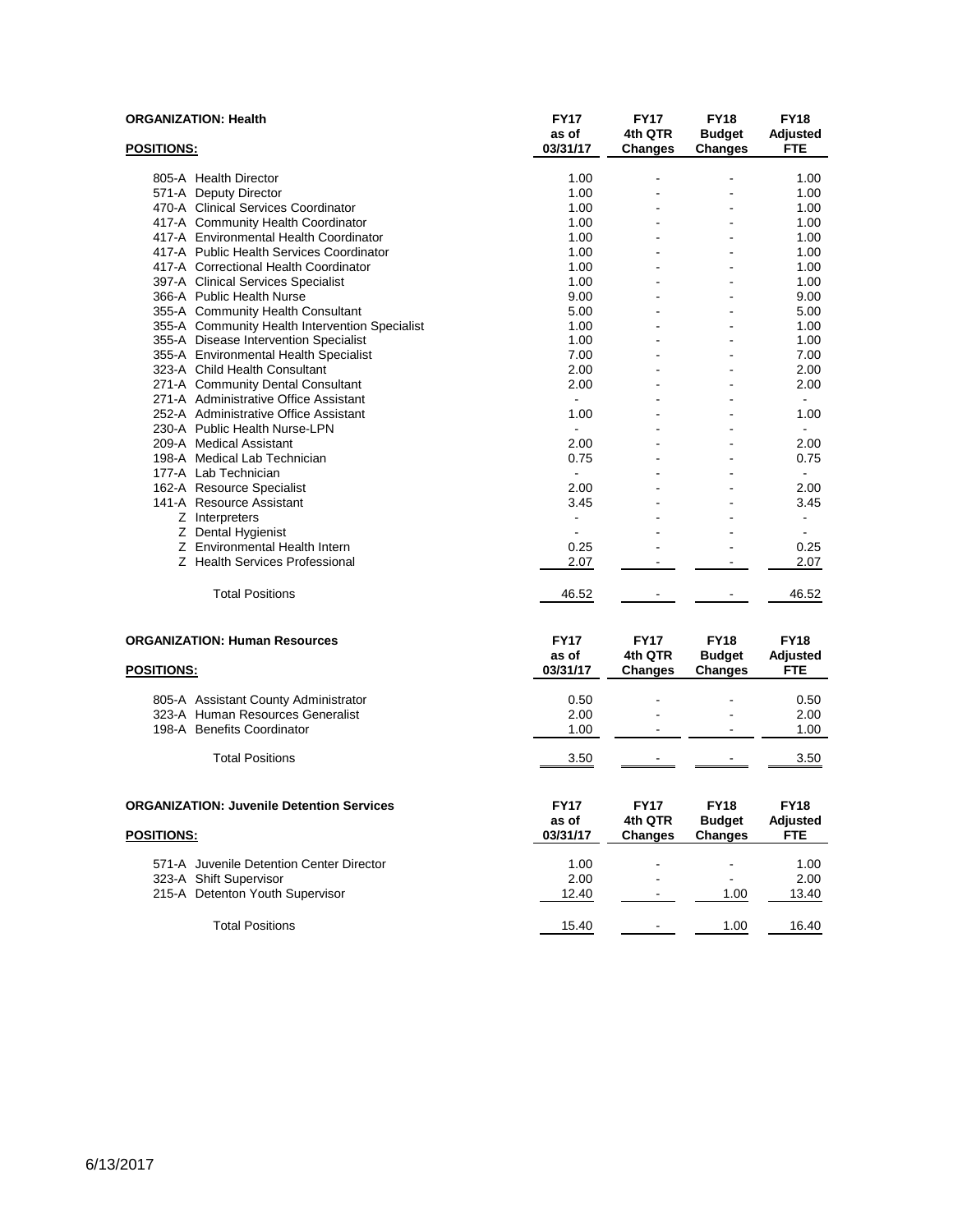**ORGANIZATION: Health**

| POSITIONS: | FY17 as of 03/31/17 | FY17 4th QTR Changes | FY18 Budget Changes | FY18 Adjusted FTE |
|---|---|---|---|---|
| 805-A Health Director | 1.00 | - | - | 1.00 |
| 571-A Deputy Director | 1.00 | - | - | 1.00 |
| 470-A Clinical Services Coordinator | 1.00 | - | - | 1.00 |
| 417-A Community Health Coordinator | 1.00 | - | - | 1.00 |
| 417-A Environmental Health Coordinator | 1.00 | - | - | 1.00 |
| 417-A Public Health Services Coordinator | 1.00 | - | - | 1.00 |
| 417-A Correctional Health Coordinator | 1.00 | - | - | 1.00 |
| 397-A Clinical Services Specialist | 1.00 | - | - | 1.00 |
| 366-A Public Health Nurse | 9.00 | - | - | 9.00 |
| 355-A Community Health Consultant | 5.00 | - | - | 5.00 |
| 355-A Community Health Intervention Specialist | 1.00 | - | - | 1.00 |
| 355-A Disease Intervention Specialist | 1.00 | - | - | 1.00 |
| 355-A Environmental Health Specialist | 7.00 | - | - | 7.00 |
| 323-A Child Health Consultant | 2.00 | - | - | 2.00 |
| 271-A Community Dental Consultant | 2.00 | - | - | 2.00 |
| 271-A Administrative Office Assistant | - | - | - | - |
| 252-A Administrative Office Assistant | 1.00 | - | - | 1.00 |
| 230-A Public Health Nurse-LPN | - | - | - | - |
| 209-A Medical Assistant | 2.00 | - | - | 2.00 |
| 198-A Medical Lab Technician | 0.75 | - | - | 0.75 |
| 177-A Lab Technician | - | - | - | - |
| 162-A Resource Specialist | 2.00 | - | - | 2.00 |
| 141-A Resource Assistant | 3.45 | - | - | 3.45 |
| Z Interpreters | - | - | - | - |
| Z Dental Hygienist | - | - | - | - |
| Z Environmental Health Intern | 0.25 | - | - | 0.25 |
| Z Health Services Professional | 2.07 | - | - | 2.07 |
| Total Positions | 46.52 | - | - | 46.52 |

**ORGANIZATION: Human Resources**

| POSITIONS: | FY17 as of 03/31/17 | FY17 4th QTR Changes | FY18 Budget Changes | FY18 Adjusted FTE |
|---|---|---|---|---|
| 805-A Assistant County Administrator | 0.50 | - | - | 0.50 |
| 323-A Human Resources Generalist | 2.00 | - | - | 2.00 |
| 198-A Benefits Coordinator | 1.00 | - | - | 1.00 |
| Total Positions | 3.50 | - | - | 3.50 |

**ORGANIZATION: Juvenile Detention Services**

| POSITIONS: | FY17 as of 03/31/17 | FY17 4th QTR Changes | FY18 Budget Changes | FY18 Adjusted FTE |
|---|---|---|---|---|
| 571-A Juvenile Detention Center Director | 1.00 | - | - | 1.00 |
| 323-A Shift Supervisor | 2.00 | - | - | 2.00 |
| 215-A Detenton Youth Supervisor | 12.40 | - | 1.00 | 13.40 |
| Total Positions | 15.40 | - | 1.00 | 16.40 |

6/13/2017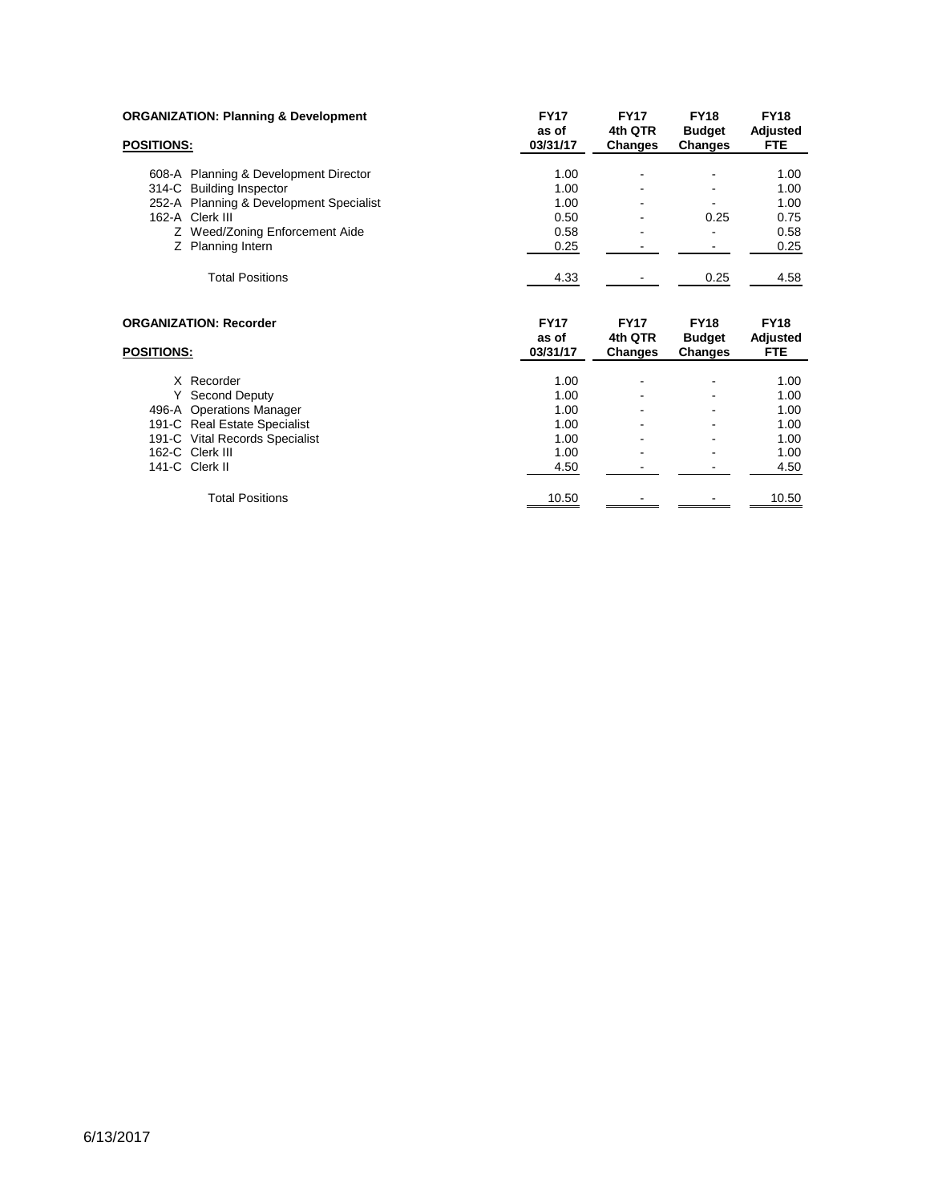**ORGANIZATION: Planning & Development**

| POSITIONS: | FY17 as of 03/31/17 | FY17 4th QTR Changes | FY18 Budget Changes | FY18 Adjusted FTE |
|---|---|---|---|---|
| 608-A Planning & Development Director | 1.00 | - | - | 1.00 |
| 314-C Building Inspector | 1.00 | - | - | 1.00 |
| 252-A Planning & Development Specialist | 1.00 | - | - | 1.00 |
| 162-A Clerk III | 0.50 | - | 0.25 | 0.75 |
| Z Weed/Zoning Enforcement Aide | 0.58 | - | - | 0.58 |
| Z Planning Intern | 0.25 | - | - | 0.25 |
| Total Positions | 4.33 | - | 0.25 | 4.58 |

**ORGANIZATION: Recorder**

| POSITIONS: | FY17 as of 03/31/17 | FY17 4th QTR Changes | FY18 Budget Changes | FY18 Adjusted FTE |
|---|---|---|---|---|
| X Recorder | 1.00 | - | - | 1.00 |
| Y Second Deputy | 1.00 | - | - | 1.00 |
| 496-A Operations Manager | 1.00 | - | - | 1.00 |
| 191-C Real Estate Specialist | 1.00 | - | - | 1.00 |
| 191-C Vital Records Specialist | 1.00 | - | - | 1.00 |
| 162-C Clerk III | 1.00 | - | - | 1.00 |
| 141-C Clerk II | 4.50 | - | - | 4.50 |
| Total Positions | 10.50 | - | - | 10.50 |

6/13/2017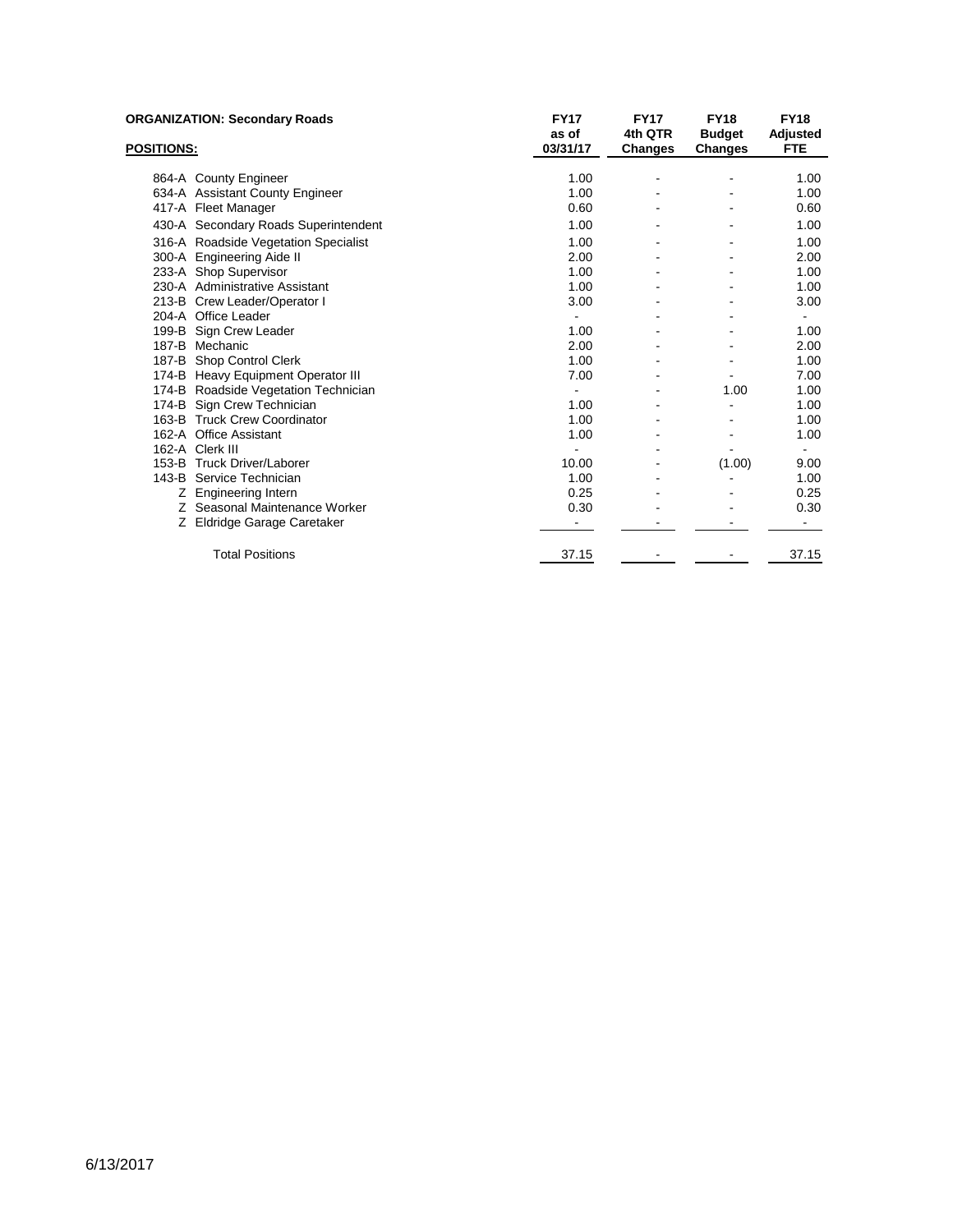**ORGANIZATION: Secondary Roads**

| POSITIONS: | | FY17 as of 03/31/17 | FY17 4th QTR Changes | FY18 Budget Changes | FY18 Adjusted FTE |
|---|---|---|---|---|---|
| 864-A | County Engineer | 1.00 | - | - | 1.00 |
| 634-A | Assistant County Engineer | 1.00 | - | - | 1.00 |
| 417-A | Fleet Manager | 0.60 | - | - | 0.60 |
| 430-A | Secondary Roads Superintendent | 1.00 | - | - | 1.00 |
| 316-A | Roadside Vegetation Specialist | 1.00 | - | - | 1.00 |
| 300-A | Engineering Aide II | 2.00 | - | - | 2.00 |
| 233-A | Shop Supervisor | 1.00 | - | - | 1.00 |
| 230-A | Administrative Assistant | 1.00 | - | - | 1.00 |
| 213-B | Crew Leader/Operator I | 3.00 | - | - | 3.00 |
| 204-A | Office Leader | - | - | - | - |
| 199-B | Sign Crew Leader | 1.00 | - | - | 1.00 |
| 187-B | Mechanic | 2.00 | - | - | 2.00 |
| 187-B | Shop Control Clerk | 1.00 | - | - | 1.00 |
| 174-B | Heavy Equipment Operator III | 7.00 | - | - | 7.00 |
| 174-B | Roadside Vegetation Technician | - | - | 1.00 | 1.00 |
| 174-B | Sign Crew Technician | 1.00 | - | - | 1.00 |
| 163-B | Truck Crew Coordinator | 1.00 | - | - | 1.00 |
| 162-A | Office Assistant | 1.00 | - | - | 1.00 |
| 162-A | Clerk III | - | - | - | - |
| 153-B | Truck Driver/Laborer | 10.00 | - | (1.00) | 9.00 |
| 143-B | Service Technician | 1.00 | - | - | 1.00 |
| Z | Engineering Intern | 0.25 | - | - | 0.25 |
| Z | Seasonal Maintenance Worker | 0.30 | - | - | 0.30 |
| Z | Eldridge Garage Caretaker | - | - | - | - |
| | Total Positions | 37.15 | - | - | 37.15 |

6/13/2017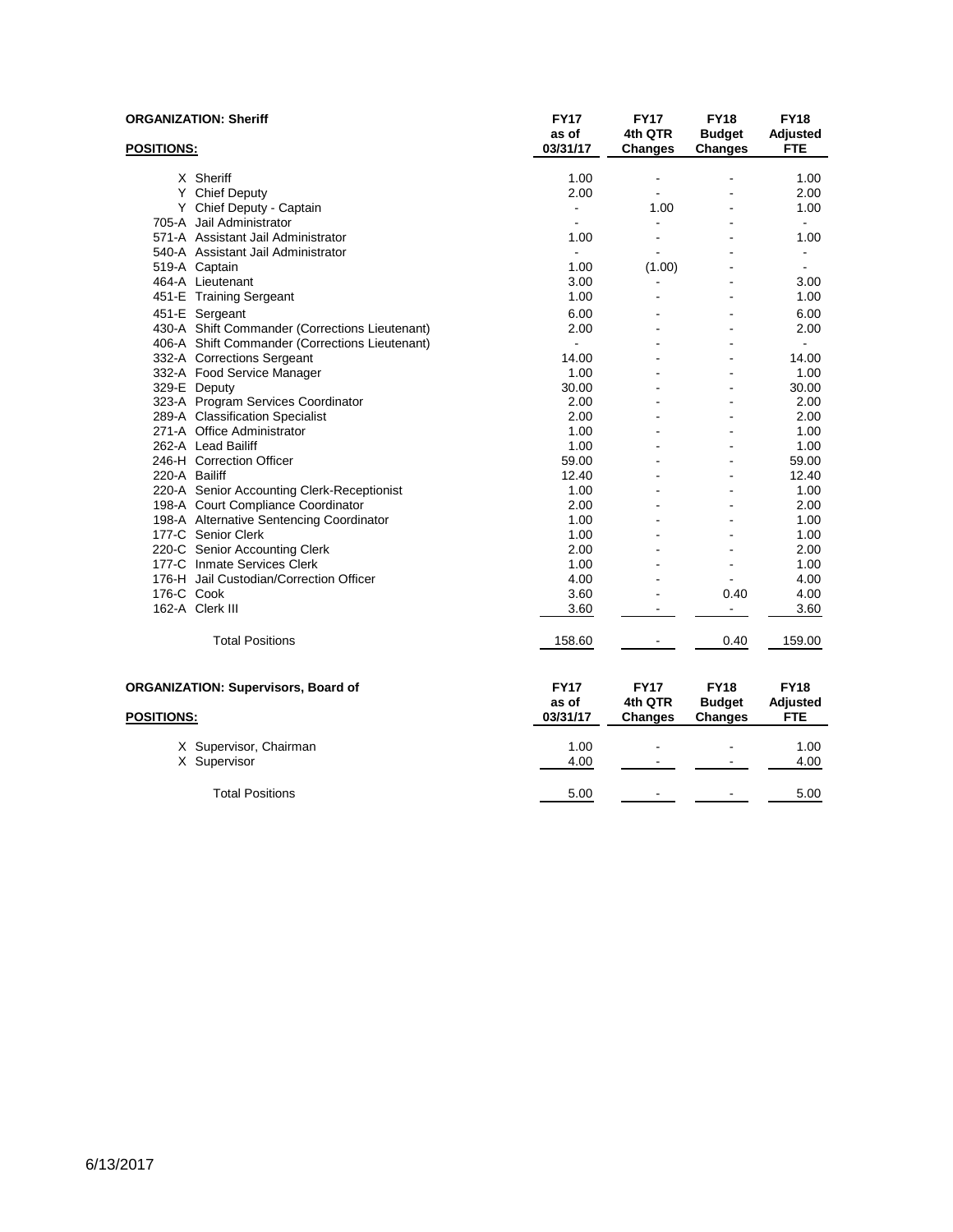**ORGANIZATION: Sheriff**

| POSITIONS: | | FY17 as of 03/31/17 | FY17 4th QTR Changes | FY18 Budget Changes | FY18 Adjusted FTE |
|---|---|---|---|---|---|
| X | Sheriff | 1.00 | - | - | 1.00 |
| Y | Chief Deputy | 2.00 | - | - | 2.00 |
| Y | Chief Deputy - Captain | - | 1.00 | - | 1.00 |
| 705-A | Jail Administrator | - | - | - | - |
| 571-A | Assistant Jail Administrator | 1.00 | - | - | 1.00 |
| 540-A | Assistant Jail Administrator | - | - | - | - |
| 519-A | Captain | 1.00 | (1.00) | - | - |
| 464-A | Lieutenant | 3.00 | - | - | 3.00 |
| 451-E | Training Sergeant | 1.00 | - | - | 1.00 |
| 451-E | Sergeant | 6.00 | - | - | 6.00 |
| 430-A | Shift Commander (Corrections Lieutenant) | 2.00 | - | - | 2.00 |
| 406-A | Shift Commander (Corrections Lieutenant) | - | - | - | - |
| 332-A | Corrections Sergeant | 14.00 | - | - | 14.00 |
| 332-A | Food Service Manager | 1.00 | - | - | 1.00 |
| 329-E | Deputy | 30.00 | - | - | 30.00 |
| 323-A | Program Services Coordinator | 2.00 | - | - | 2.00 |
| 289-A | Classification Specialist | 2.00 | - | - | 2.00 |
| 271-A | Office Administrator | 1.00 | - | - | 1.00 |
| 262-A | Lead Bailiff | 1.00 | - | - | 1.00 |
| 246-H | Correction Officer | 59.00 | - | - | 59.00 |
| 220-A | Bailiff | 12.40 | - | - | 12.40 |
| 220-A | Senior Accounting Clerk-Receptionist | 1.00 | - | - | 1.00 |
| 198-A | Court Compliance Coordinator | 2.00 | - | - | 2.00 |
| 198-A | Alternative Sentencing Coordinator | 1.00 | - | - | 1.00 |
| 177-C | Senior Clerk | 1.00 | - | - | 1.00 |
| 220-C | Senior Accounting Clerk | 2.00 | - | - | 2.00 |
| 177-C | Inmate Services Clerk | 1.00 | - | - | 1.00 |
| 176-H | Jail Custodian/Correction Officer | 4.00 | - | - | 4.00 |
| 176-C | Cook | 3.60 | - | 0.40 | 4.00 |
| 162-A | Clerk III | 3.60 | - | - | 3.60 |
| | Total Positions | 158.60 | - | 0.40 | 159.00 |

**ORGANIZATION: Supervisors, Board of**

| POSITIONS: | | FY17 as of 03/31/17 | FY17 4th QTR Changes | FY18 Budget Changes | FY18 Adjusted FTE |
|---|---|---|---|---|---|
| X | Supervisor, Chairman | 1.00 | - | - | 1.00 |
| X | Supervisor | 4.00 | - | - | 4.00 |
| | Total Positions | 5.00 | - | - | 5.00 |

6/13/2017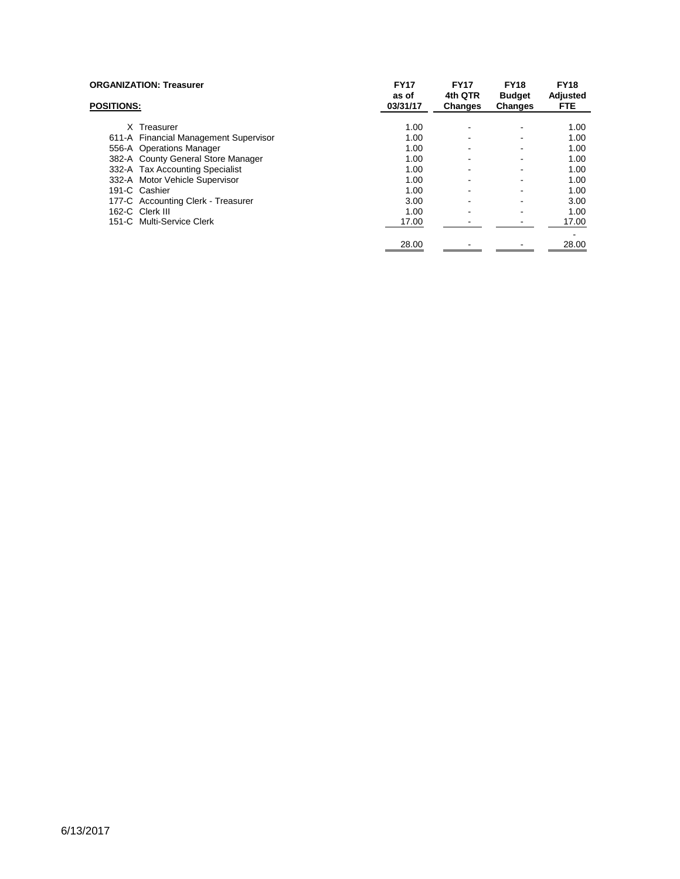**ORGANIZATION: Treasurer**

| POSITIONS: | | FY17 as of 03/31/17 | FY17 4th QTR Changes | FY18 Budget Changes | FY18 Adjusted FTE |
|---|---|---|---|---|---|
| X | Treasurer | 1.00 | - | - | 1.00 |
| 611-A | Financial Management Supervisor | 1.00 | - | - | 1.00 |
| 556-A | Operations Manager | 1.00 | - | - | 1.00 |
| 382-A | County General Store Manager | 1.00 | - | - | 1.00 |
| 332-A | Tax Accounting Specialist | 1.00 | - | - | 1.00 |
| 332-A | Motor Vehicle Supervisor | 1.00 | - | - | 1.00 |
| 191-C | Cashier | 1.00 | - | - | 1.00 |
| 177-C | Accounting Clerk - Treasurer | 3.00 | - | - | 3.00 |
| 162-C | Clerk III | 1.00 | - | - | 1.00 |
| 151-C | Multi-Service Clerk | 17.00 | - | - | 17.00 |
| | | | | | - |
| | | 28.00 | - | - | 28.00 |

6/13/2017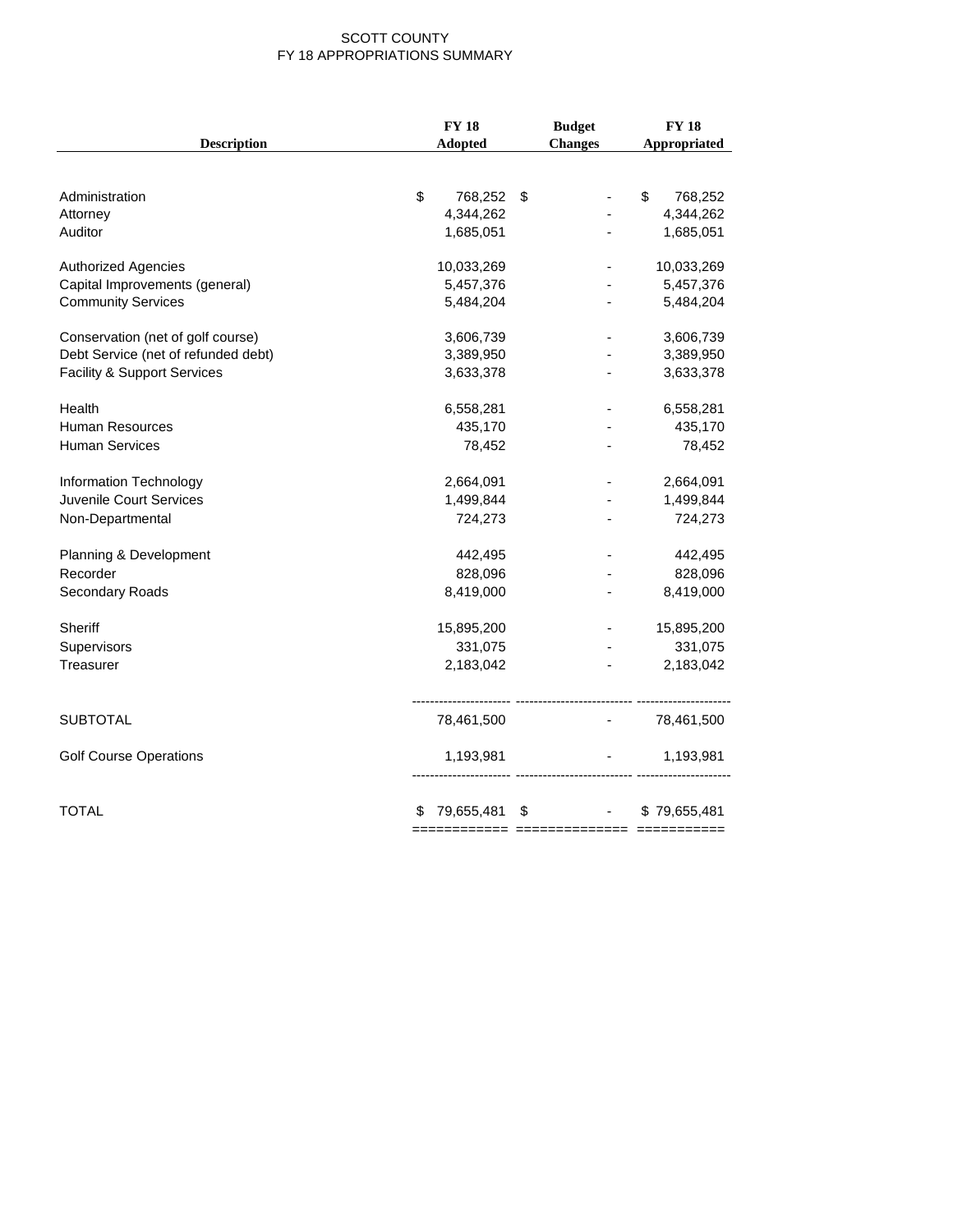# SCOTT COUNTY
## FY 18 APPROPRIATIONS SUMMARY

| Description | FY 18 Adopted | Budget Changes | FY 18 Appropriated |
|---|---|---|---|
| Administration | $ 768,252 | $ - | $ 768,252 |
| Attorney | 4,344,262 | - | 4,344,262 |
| Auditor | 1,685,051 | - | 1,685,051 |
| Authorized Agencies | 10,033,269 | - | 10,033,269 |
| Capital Improvements (general) | 5,457,376 | - | 5,457,376 |
| Community Services | 5,484,204 | - | 5,484,204 |
| Conservation (net of golf course) | 3,606,739 | - | 3,606,739 |
| Debt Service (net of refunded debt) | 3,389,950 | - | 3,389,950 |
| Facility & Support Services | 3,633,378 | - | 3,633,378 |
| Health | 6,558,281 | - | 6,558,281 |
| Human Resources | 435,170 | - | 435,170 |
| Human Services | 78,452 | - | 78,452 |
| Information Technology | 2,664,091 | - | 2,664,091 |
| Juvenile Court Services | 1,499,844 | - | 1,499,844 |
| Non-Departmental | 724,273 | - | 724,273 |
| Planning & Development | 442,495 | - | 442,495 |
| Recorder | 828,096 | - | 828,096 |
| Secondary Roads | 8,419,000 | - | 8,419,000 |
| Sheriff | 15,895,200 | - | 15,895,200 |
| Supervisors | 331,075 | - | 331,075 |
| Treasurer | 2,183,042 | - | 2,183,042 |
| SUBTOTAL | 78,461,500 | - | 78,461,500 |
| Golf Course Operations | 1,193,981 | - | 1,193,981 |
| TOTAL | $ 79,655,481 | $ - | $ 79,655,481 |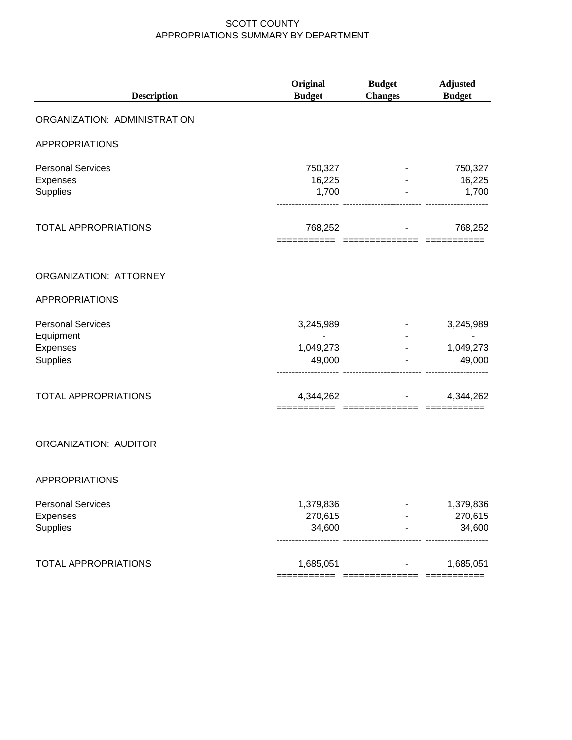# SCOTT COUNTY
## APPROPRIATIONS SUMMARY BY DEPARTMENT

| Description | Original Budget | Budget Changes | Adjusted Budget |
|---|---|---|---|
| ORGANIZATION: ADMINISTRATION | | | |
| APPROPRIATIONS | | | |
| Personal Services | 750,327 | - | 750,327 |
| Expenses | 16,225 | - | 16,225 |
| Supplies | 1,700 | - | 1,700 |
| TOTAL APPROPRIATIONS | 768,252 | - | 768,252 |
| ORGANIZATION: ATTORNEY | | | |
| APPROPRIATIONS | | | |
| Personal Services | 3,245,989 | - | 3,245,989 |
| Equipment | - | - | - |
| Expenses | 1,049,273 | - | 1,049,273 |
| Supplies | 49,000 | - | 49,000 |
| TOTAL APPROPRIATIONS | 4,344,262 | - | 4,344,262 |
| ORGANIZATION: AUDITOR | | | |
| APPROPRIATIONS | | | |
| Personal Services | 1,379,836 | - | 1,379,836 |
| Expenses | 270,615 | - | 270,615 |
| Supplies | 34,600 | - | 34,600 |
| TOTAL APPROPRIATIONS | 1,685,051 | - | 1,685,051 |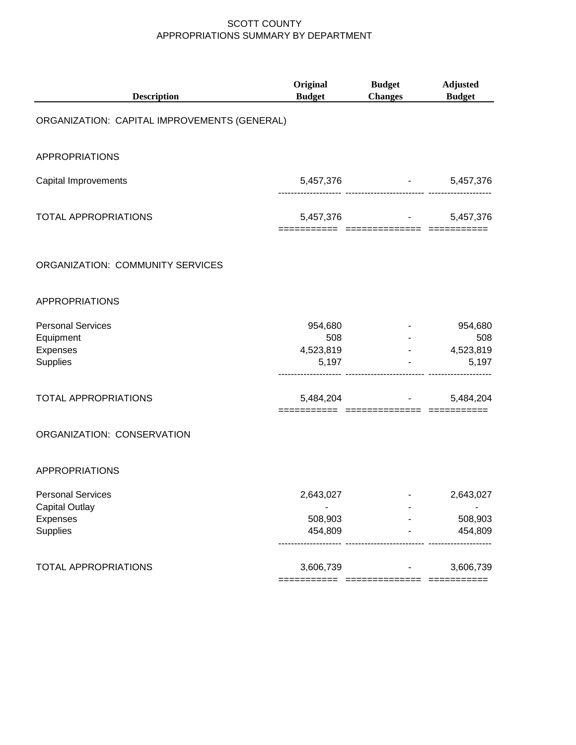# SCOTT COUNTY
## APPROPRIATIONS SUMMARY BY DEPARTMENT

| Description | Original Budget | Budget Changes | Adjusted Budget |
|---|---|---|---|
| **ORGANIZATION: CAPITAL IMPROVEMENTS (GENERAL)** | | | |
| **APPROPRIATIONS** | | | |
| Capital Improvements | 5,457,376 | - | 5,457,376 |
| TOTAL APPROPRIATIONS | 5,457,376 | - | 5,457,376 |
| **ORGANIZATION: COMMUNITY SERVICES** | | | |
| **APPROPRIATIONS** | | | |
| Personal Services | 954,680 | - | 954,680 |
| Equipment | 508 | - | 508 |
| Expenses | 4,523,819 | - | 4,523,819 |
| Supplies | 5,197 | - | 5,197 |
| TOTAL APPROPRIATIONS | 5,484,204 | - | 5,484,204 |
| **ORGANIZATION: CONSERVATION** | | | |
| **APPROPRIATIONS** | | | |
| Personal Services | 2,643,027 | - | 2,643,027 |
| Capital Outlay | - | - | - |
| Expenses | 508,903 | - | 508,903 |
| Supplies | 454,809 | - | 454,809 |
| TOTAL APPROPRIATIONS | 3,606,739 | - | 3,606,739 |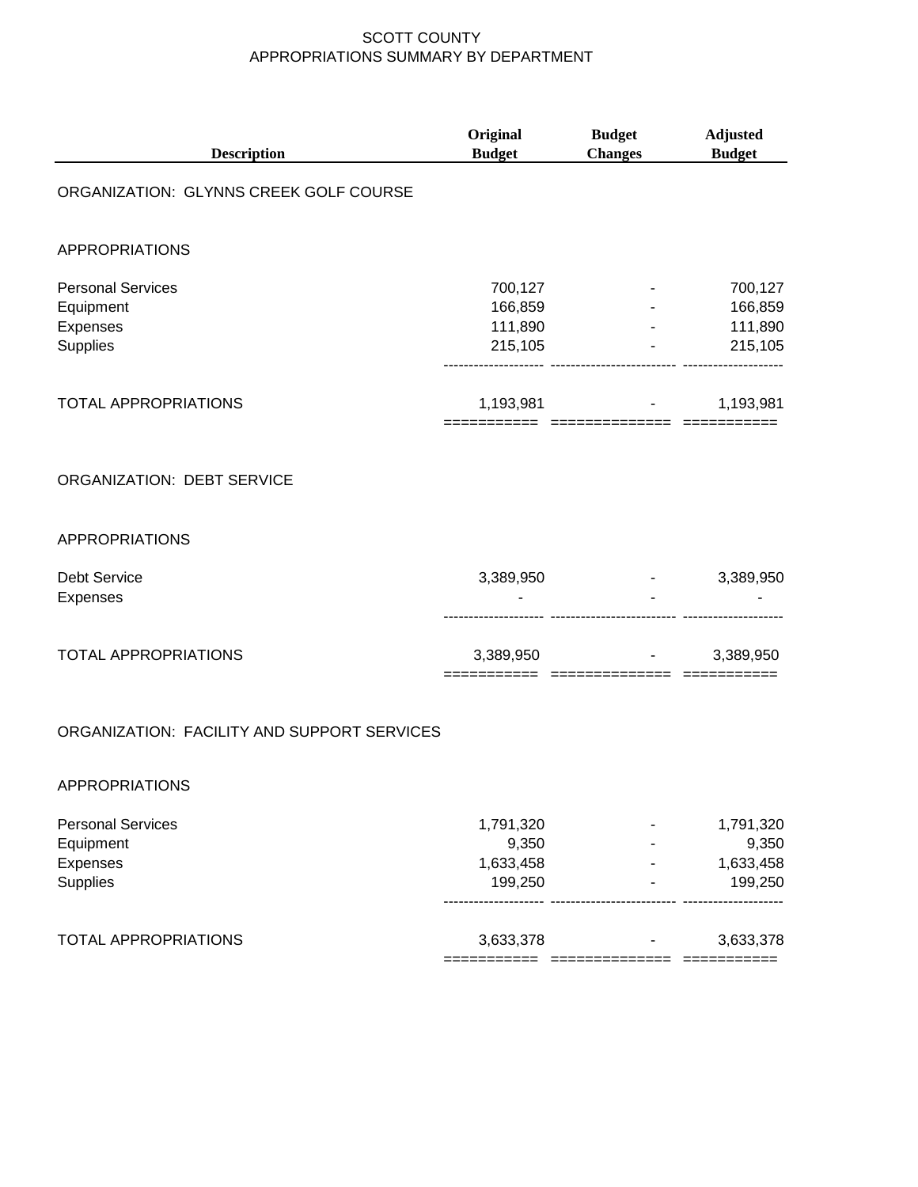SCOTT COUNTY
APPROPRIATIONS SUMMARY BY DEPARTMENT

| Description | Original Budget | Budget Changes | Adjusted Budget |
|---|---|---|---|
| **ORGANIZATION: GLYNNS CREEK GOLF COURSE** | | | |
| APPROPRIATIONS | | | |
| Personal Services | 700,127 | - | 700,127 |
| Equipment | 166,859 | - | 166,859 |
| Expenses | 111,890 | - | 111,890 |
| Supplies | 215,105 | - | 215,105 |
| TOTAL APPROPRIATIONS | 1,193,981 | - | 1,193,981 |
| **ORGANIZATION: DEBT SERVICE** | | | |
| APPROPRIATIONS | | | |
| Debt Service | 3,389,950 | - | 3,389,950 |
| Expenses | - | - | - |
| TOTAL APPROPRIATIONS | 3,389,950 | - | 3,389,950 |
| **ORGANIZATION: FACILITY AND SUPPORT SERVICES** | | | |
| APPROPRIATIONS | | | |
| Personal Services | 1,791,320 | - | 1,791,320 |
| Equipment | 9,350 | - | 9,350 |
| Expenses | 1,633,458 | - | 1,633,458 |
| Supplies | 199,250 | - | 199,250 |
| TOTAL APPROPRIATIONS | 3,633,378 | - | 3,633,378 |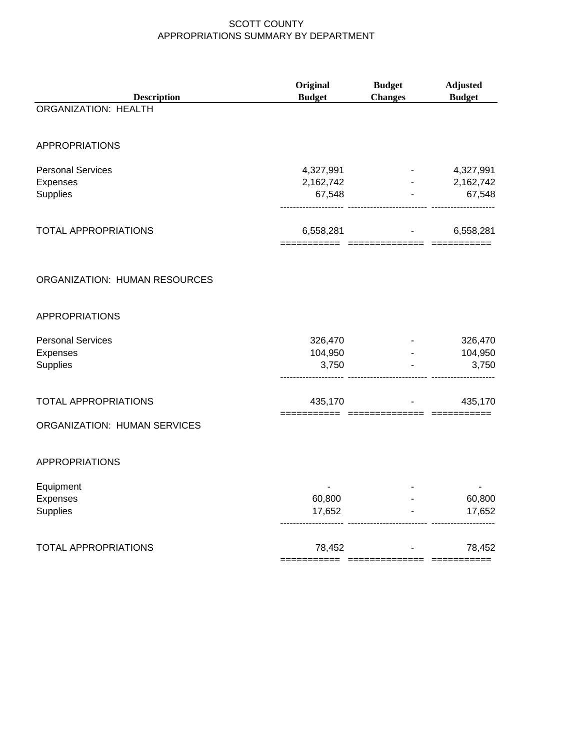SCOTT COUNTY
APPROPRIATIONS SUMMARY BY DEPARTMENT

| Description | Original Budget | Budget Changes | Adjusted Budget |
|---|---|---|---|
| ORGANIZATION: HEALTH | | | |
| APPROPRIATIONS | | | |
| Personal Services | 4,327,991 | - | 4,327,991 |
| Expenses | 2,162,742 | - | 2,162,742 |
| Supplies | 67,548 | - | 67,548 |
| TOTAL APPROPRIATIONS | 6,558,281 | - | 6,558,281 |
| ORGANIZATION: HUMAN RESOURCES | | | |
| APPROPRIATIONS | | | |
| Personal Services | 326,470 | - | 326,470 |
| Expenses | 104,950 | - | 104,950 |
| Supplies | 3,750 | - | 3,750 |
| TOTAL APPROPRIATIONS | 435,170 | - | 435,170 |
| ORGANIZATION: HUMAN SERVICES | | | |
| APPROPRIATIONS | | | |
| Equipment | - | - | - |
| Expenses | 60,800 | - | 60,800 |
| Supplies | 17,652 | - | 17,652 |
| TOTAL APPROPRIATIONS | 78,452 | - | 78,452 |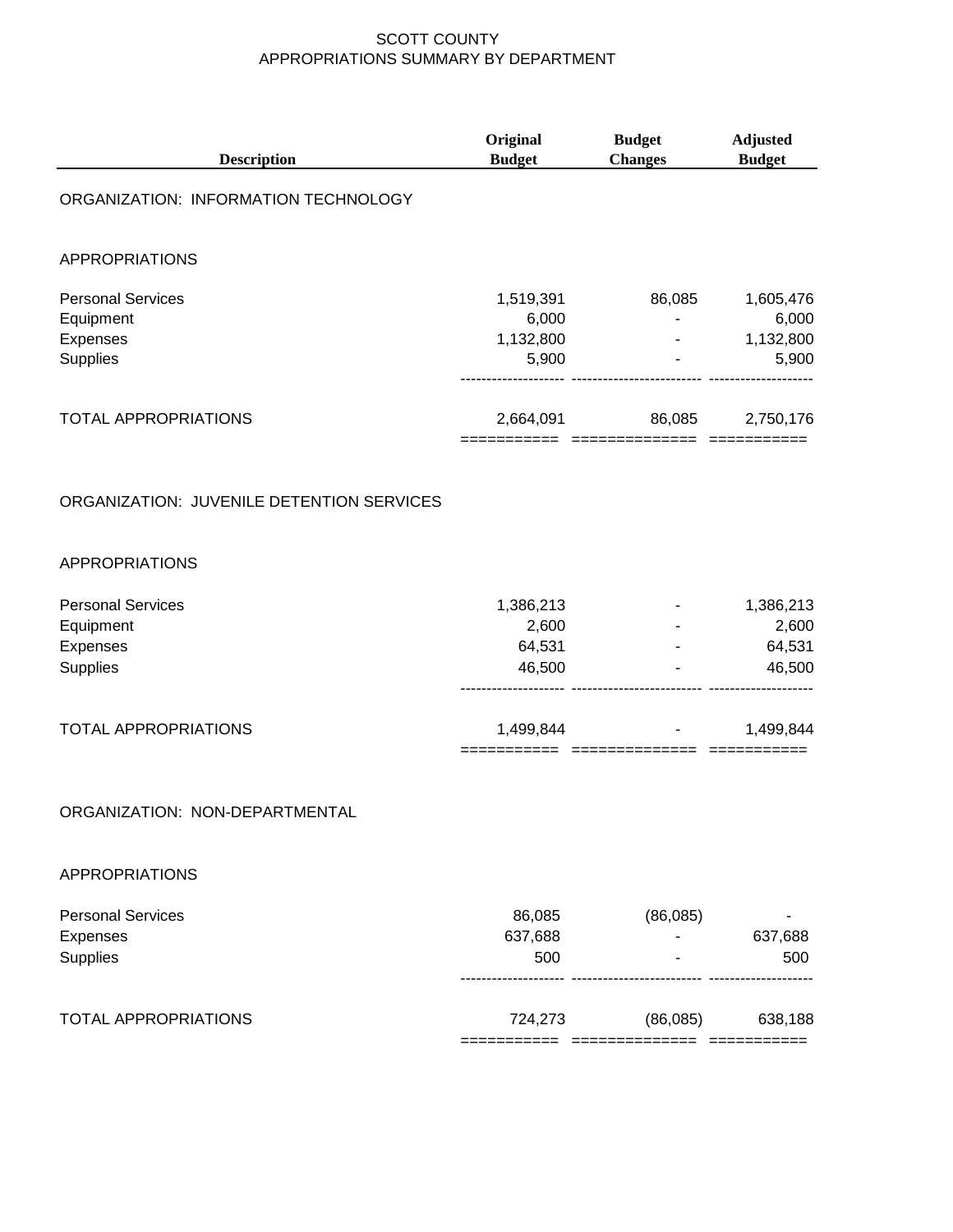# SCOTT COUNTY
## APPROPRIATIONS SUMMARY BY DEPARTMENT

| Description | Original Budget | Budget Changes | Adjusted Budget |
|---|---|---|---|
| **ORGANIZATION: INFORMATION TECHNOLOGY** | | | |
| APPROPRIATIONS | | | |
| Personal Services | 1,519,391 | 86,085 | 1,605,476 |
| Equipment | 6,000 | - | 6,000 |
| Expenses | 1,132,800 | - | 1,132,800 |
| Supplies | 5,900 | - | 5,900 |
| TOTAL APPROPRIATIONS | 2,664,091 | 86,085 | 2,750,176 |
| **ORGANIZATION: JUVENILE DETENTION SERVICES** | | | |
| APPROPRIATIONS | | | |
| Personal Services | 1,386,213 | - | 1,386,213 |
| Equipment | 2,600 | - | 2,600 |
| Expenses | 64,531 | - | 64,531 |
| Supplies | 46,500 | - | 46,500 |
| TOTAL APPROPRIATIONS | 1,499,844 | - | 1,499,844 |
| **ORGANIZATION: NON-DEPARTMENTAL** | | | |
| APPROPRIATIONS | | | |
| Personal Services | 86,085 | (86,085) | - |
| Expenses | 637,688 | - | 637,688 |
| Supplies | 500 | - | 500 |
| TOTAL APPROPRIATIONS | 724,273 | (86,085) | 638,188 |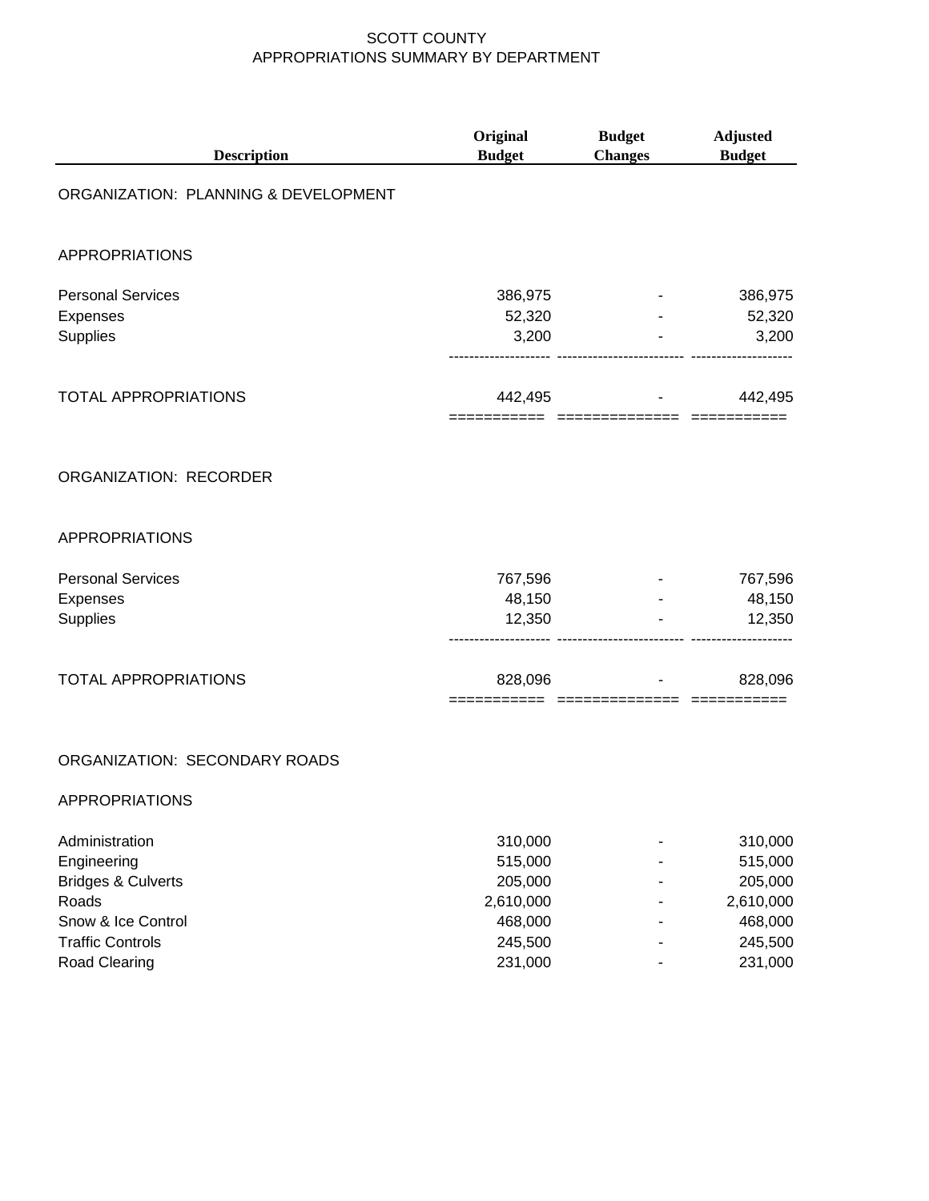SCOTT COUNTY
APPROPRIATIONS SUMMARY BY DEPARTMENT

| Description | Original Budget | Budget Changes | Adjusted Budget |
|---|---|---|---|
| **ORGANIZATION: PLANNING & DEVELOPMENT** | | | |
| APPROPRIATIONS | | | |
| Personal Services | 386,975 | - | 386,975 |
| Expenses | 52,320 | - | 52,320 |
| Supplies | 3,200 | - | 3,200 |
| TOTAL APPROPRIATIONS | 442,495 | - | 442,495 |
| **ORGANIZATION: RECORDER** | | | |
| APPROPRIATIONS | | | |
| Personal Services | 767,596 | - | 767,596 |
| Expenses | 48,150 | - | 48,150 |
| Supplies | 12,350 | - | 12,350 |
| TOTAL APPROPRIATIONS | 828,096 | - | 828,096 |
| **ORGANIZATION: SECONDARY ROADS** | | | |
| APPROPRIATIONS | | | |
| Administration | 310,000 | - | 310,000 |
| Engineering | 515,000 | - | 515,000 |
| Bridges & Culverts | 205,000 | - | 205,000 |
| Roads | 2,610,000 | - | 2,610,000 |
| Snow & Ice Control | 468,000 | - | 468,000 |
| Traffic Controls | 245,500 | - | 245,500 |
| Road Clearing | 231,000 | - | 231,000 |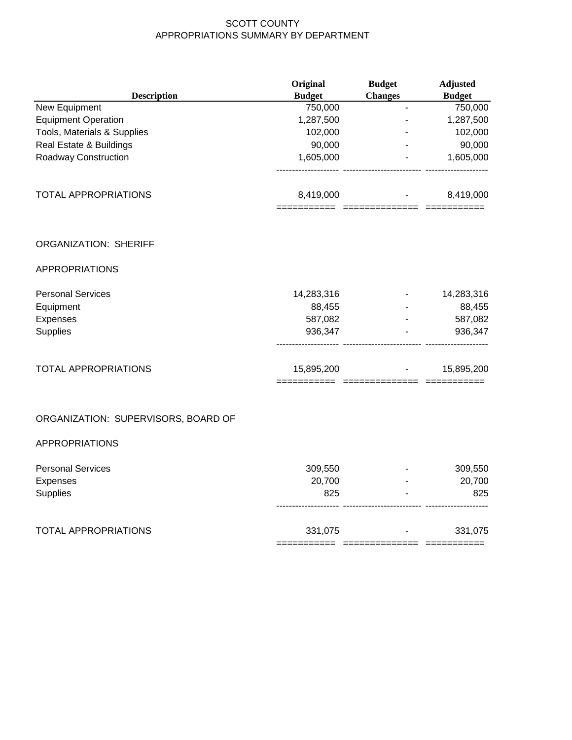SCOTT COUNTY
APPROPRIATIONS SUMMARY BY DEPARTMENT

| Description | Original Budget | Budget Changes | Adjusted Budget |
|---|---|---|---|
| New Equipment | 750,000 | - | 750,000 |
| Equipment Operation | 1,287,500 | - | 1,287,500 |
| Tools, Materials & Supplies | 102,000 | - | 102,000 |
| Real Estate & Buildings | 90,000 | - | 90,000 |
| Roadway Construction | 1,605,000 | - | 1,605,000 |
| TOTAL APPROPRIATIONS | 8,419,000 | - | 8,419,000 |

ORGANIZATION: SHERIFF

APPROPRIATIONS

| Description | Original Budget | Budget Changes | Adjusted Budget |
|---|---|---|---|
| Personal Services | 14,283,316 | - | 14,283,316 |
| Equipment | 88,455 | - | 88,455 |
| Expenses | 587,082 | - | 587,082 |
| Supplies | 936,347 | - | 936,347 |
| TOTAL APPROPRIATIONS | 15,895,200 | - | 15,895,200 |

ORGANIZATION: SUPERVISORS, BOARD OF

APPROPRIATIONS

| Description | Original Budget | Budget Changes | Adjusted Budget |
|---|---|---|---|
| Personal Services | 309,550 | - | 309,550 |
| Expenses | 20,700 | - | 20,700 |
| Supplies | 825 | - | 825 |
| TOTAL APPROPRIATIONS | 331,075 | - | 331,075 |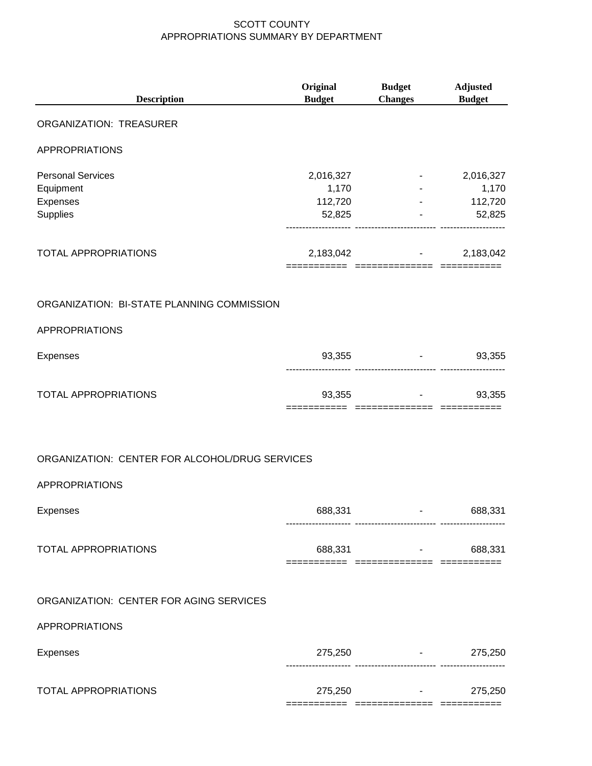# SCOTT COUNTY
## APPROPRIATIONS SUMMARY BY DEPARTMENT

| Description | Original Budget | Budget Changes | Adjusted Budget |
|---|---|---|---|
| ORGANIZATION: TREASURER | | | |
| APPROPRIATIONS | | | |
| Personal Services | 2,016,327 | - | 2,016,327 |
| Equipment | 1,170 | - | 1,170 |
| Expenses | 112,720 | - | 112,720 |
| Supplies | 52,825 | - | 52,825 |
| TOTAL APPROPRIATIONS | 2,183,042 | - | 2,183,042 |
| ORGANIZATION: BI-STATE PLANNING COMMISSION | | | |
| APPROPRIATIONS | | | |
| Expenses | 93,355 | - | 93,355 |
| TOTAL APPROPRIATIONS | 93,355 | - | 93,355 |
| ORGANIZATION: CENTER FOR ALCOHOL/DRUG SERVICES | | | |
| APPROPRIATIONS | | | |
| Expenses | 688,331 | - | 688,331 |
| TOTAL APPROPRIATIONS | 688,331 | - | 688,331 |
| ORGANIZATION: CENTER FOR AGING SERVICES | | | |
| APPROPRIATIONS | | | |
| Expenses | 275,250 | - | 275,250 |
| TOTAL APPROPRIATIONS | 275,250 | - | 275,250 |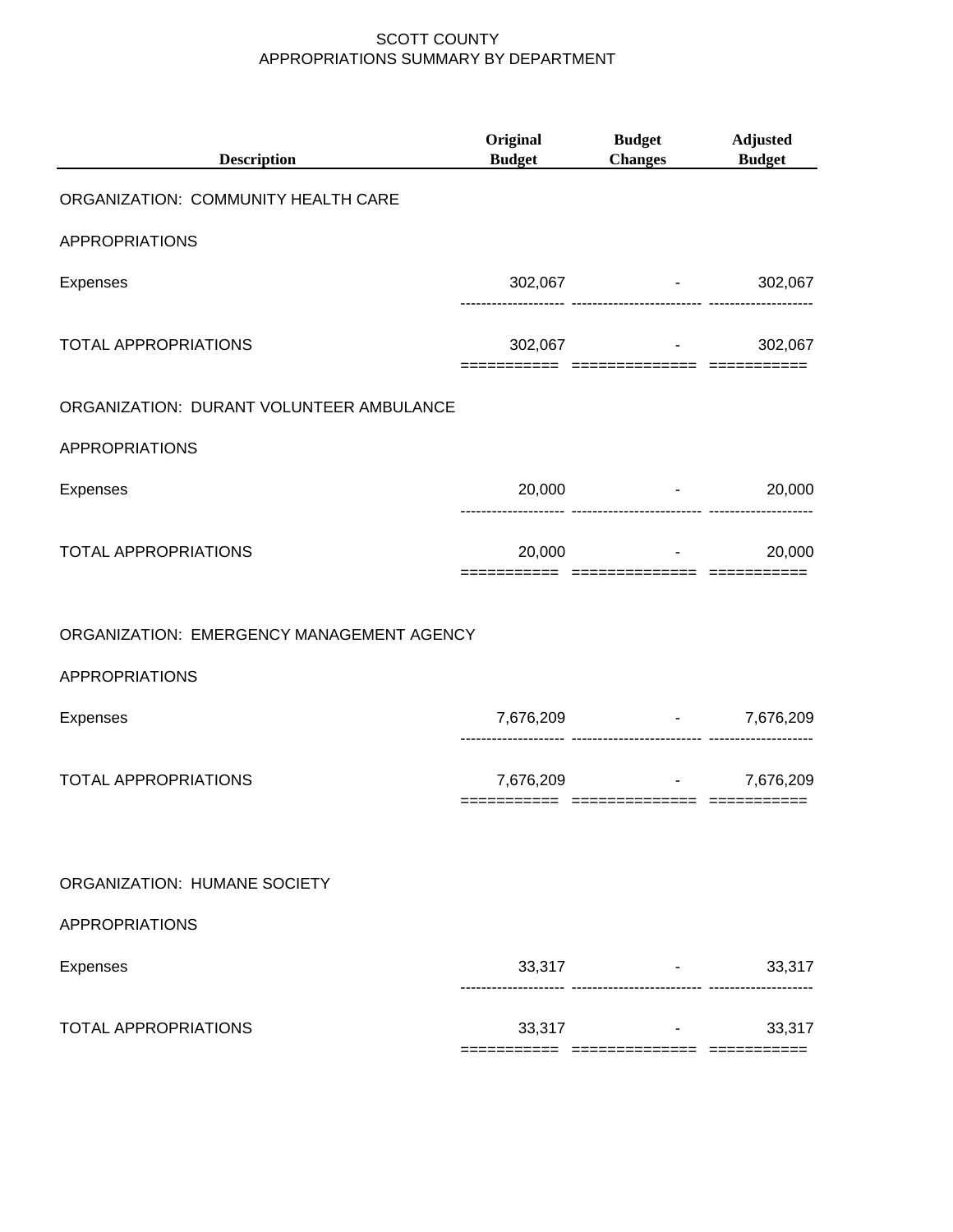# SCOTT COUNTY
## APPROPRIATIONS SUMMARY BY DEPARTMENT

| Description | Original Budget | Budget Changes | Adjusted Budget |
|---|---|---|---|
| ORGANIZATION: COMMUNITY HEALTH CARE | | | |
| APPROPRIATIONS | | | |
| Expenses | 302,067 | - | 302,067 |
| TOTAL APPROPRIATIONS | 302,067 | - | 302,067 |
| ORGANIZATION: DURANT VOLUNTEER AMBULANCE | | | |
| APPROPRIATIONS | | | |
| Expenses | 20,000 | - | 20,000 |
| TOTAL APPROPRIATIONS | 20,000 | - | 20,000 |
| ORGANIZATION: EMERGENCY MANAGEMENT AGENCY | | | |
| APPROPRIATIONS | | | |
| Expenses | 7,676,209 | - | 7,676,209 |
| TOTAL APPROPRIATIONS | 7,676,209 | - | 7,676,209 |
| ORGANIZATION: HUMANE SOCIETY | | | |
| APPROPRIATIONS | | | |
| Expenses | 33,317 | - | 33,317 |
| TOTAL APPROPRIATIONS | 33,317 | - | 33,317 |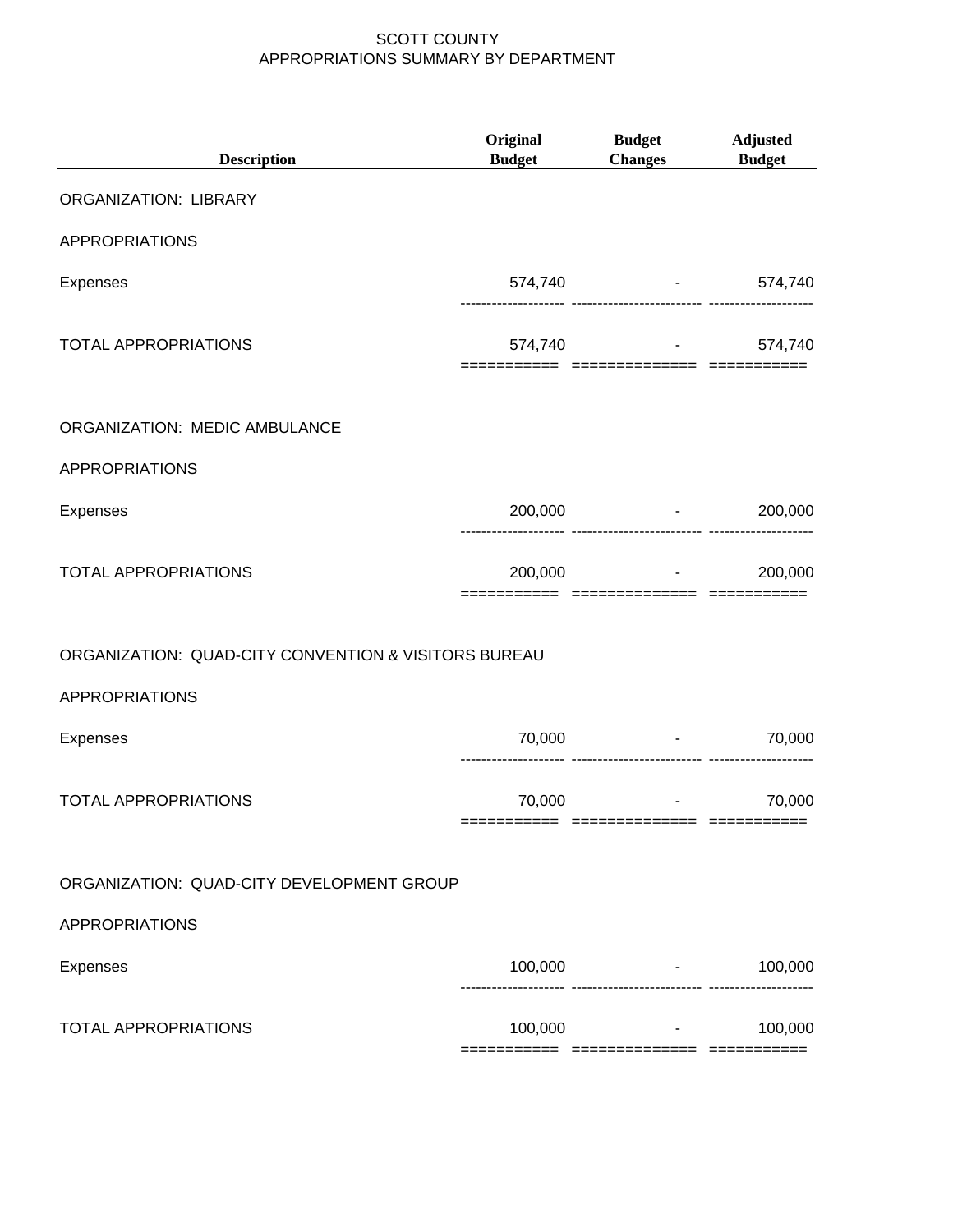# SCOTT COUNTY
## APPROPRIATIONS SUMMARY BY DEPARTMENT

| Description | Original Budget | Budget Changes | Adjusted Budget |
|---|---|---|---|
| **ORGANIZATION: LIBRARY** | | | |
| APPROPRIATIONS | | | |
| Expenses | 574,740 | - | 574,740 |
| TOTAL APPROPRIATIONS | 574,740 | - | 574,740 |
| **ORGANIZATION: MEDIC AMBULANCE** | | | |
| APPROPRIATIONS | | | |
| Expenses | 200,000 | - | 200,000 |
| TOTAL APPROPRIATIONS | 200,000 | - | 200,000 |
| **ORGANIZATION: QUAD-CITY CONVENTION & VISITORS BUREAU** | | | |
| APPROPRIATIONS | | | |
| Expenses | 70,000 | - | 70,000 |
| TOTAL APPROPRIATIONS | 70,000 | - | 70,000 |
| **ORGANIZATION: QUAD-CITY DEVELOPMENT GROUP** | | | |
| APPROPRIATIONS | | | |
| Expenses | 100,000 | - | 100,000 |
| TOTAL APPROPRIATIONS | 100,000 | - | 100,000 |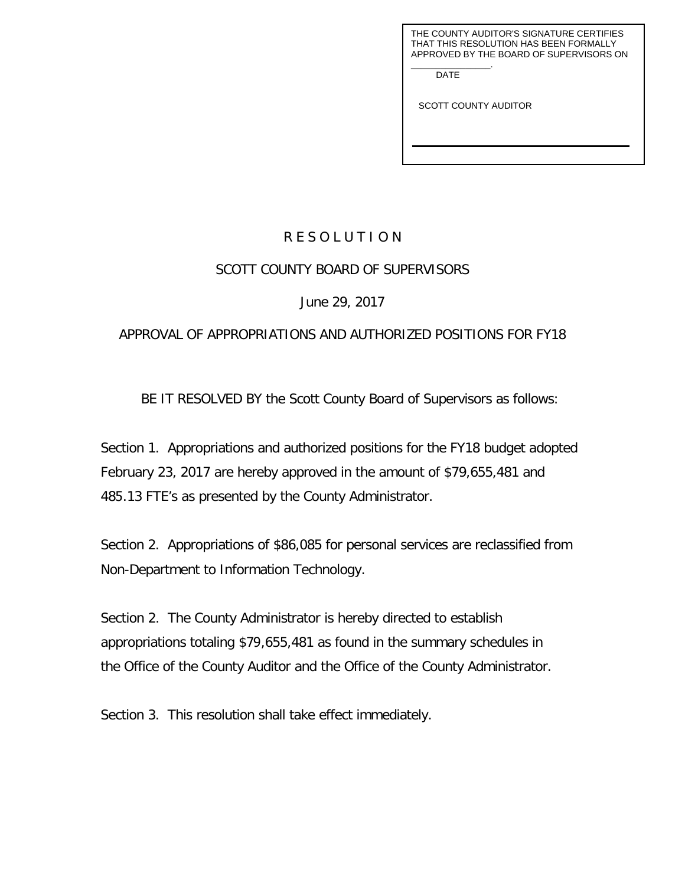THE COUNTY AUDITOR'S SIGNATURE CERTIFIES THAT THIS RESOLUTION HAS BEEN FORMALLY APPROVED BY THE BOARD OF SUPERVISORS ON

_______________.
DATE

SCOTT COUNTY AUDITOR

_______________________________

# R E S O L U T I O N

## SCOTT COUNTY BOARD OF SUPERVISORS

June 29, 2017

## APPROVAL OF APPROPRIATIONS AND AUTHORIZED POSITIONS FOR FY18

BE IT RESOLVED BY the Scott County Board of Supervisors as follows:

Section 1. Appropriations and authorized positions for the FY18 budget adopted February 23, 2017 are hereby approved in the amount of $79,655,481 and 485.13 FTE's as presented by the County Administrator.

Section 2. Appropriations of $86,085 for personal services are reclassified from Non-Department to Information Technology.

Section 2. The County Administrator is hereby directed to establish appropriations totaling $79,655,481 as found in the summary schedules in the Office of the County Auditor and the Office of the County Administrator.

Section 3. This resolution shall take effect immediately.